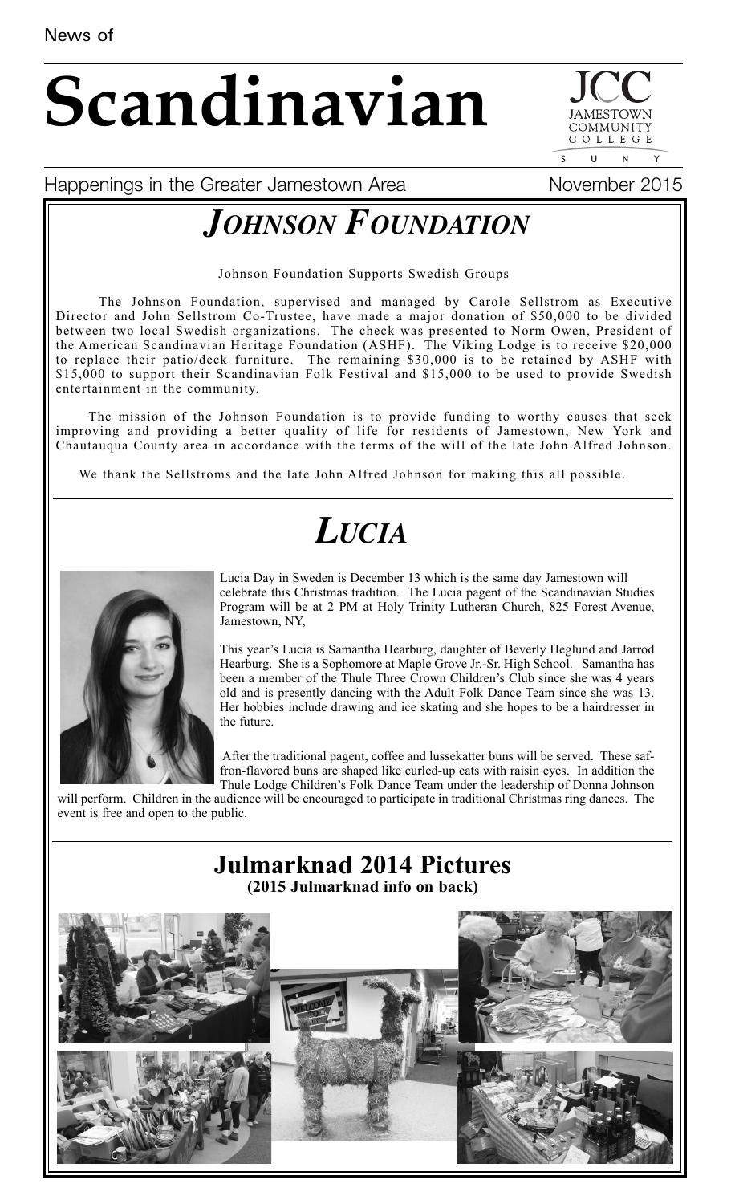News of

# Scandinavian

Happenings in the Greater Jamestown Area

November 2015

## *JOHNSON FOUNDATION*

Johnson Foundation Supports Swedish Groups

The Johnson Foundation, supervised and managed by Carole Sellstrom as Executive Director and John Sellstrom Co-Trustee, have made a major donation of $50,000 to be divided between two local Swedish organizations. The check was presented to Norm Owen, President of the American Scandinavian Heritage Foundation (ASHF). The Viking Lodge is to receive $20,000 to replace their patio/deck furniture. The remaining $30,000 is to be retained by ASHF with $15,000 to support their Scandinavian Folk Festival and $15,000 to be used to provide Swedish entertainment in the community.

The mission of the Johnson Foundation is to provide funding to worthy causes that seek improving and providing a better quality of life for residents of Jamestown, New York and Chautauqua County area in accordance with the terms of the will of the late John Alfred Johnson.

We thank the Sellstroms and the late John Alfred Johnson for making this all possible.

## *LUCIA*

Lucia Day in Sweden is December 13 which is the same day Jamestown will celebrate this Christmas tradition. The Lucia pagent of the Scandinavian Studies Program will be at 2 PM at Holy Trinity Lutheran Church, 825 Forest Avenue, Jamestown, NY,

This year's Lucia is Samantha Hearburg, daughter of Beverly Heglund and Jarrod Hearburg. She is a Sophomore at Maple Grove Jr.-Sr. High School. Samantha has been a member of the Thule Three Crown Children's Club since she was 4 years old and is presently dancing with the Adult Folk Dance Team since she was 13. Her hobbies include drawing and ice skating and she hopes to be a hairdresser in the future.

After the traditional pagent, coffee and lussekatter buns will be served. These saffron-flavored buns are shaped like curled-up cats with raisin eyes. In addition the Thule Lodge Children's Folk Dance Team under the leadership of Donna Johnson will perform. Children in the audience will be encouraged to participate in traditional Christmas ring dances. The event is free and open to the public.

## Julmarknad 2014 Pictures

**(2015 Julmarknad info on back)**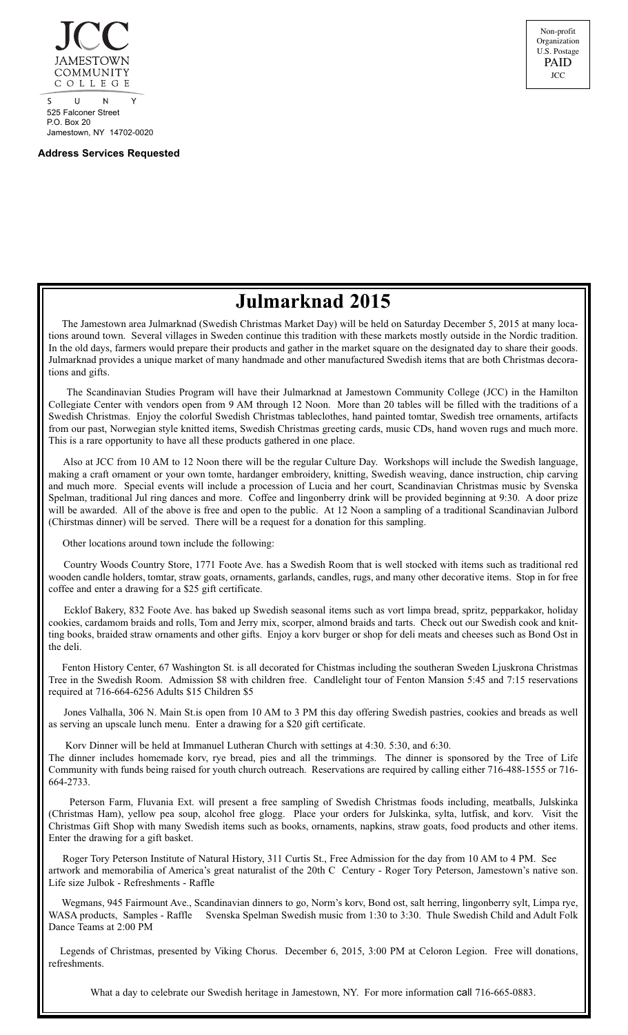JCC
JAMESTOWN
COMMUNITY
COLLEGE
SUNY
525 Falconer Street
P.O. Box 20
Jamestown, NY 14702-0020

**Address Services Requested**

Non-profit
Organization
U.S. Postage
PAID
JCC

# Julmarknad 2015

The Jamestown area Julmarknad (Swedish Christmas Market Day) will be held on Saturday December 5, 2015 at many locations around town. Several villages in Sweden continue this tradition with these markets mostly outside in the Nordic tradition. In the old days, farmers would prepare their products and gather in the market square on the designated day to share their goods. Julmarknad provides a unique market of many handmade and other manufactured Swedish items that are both Christmas decorations and gifts.

The Scandinavian Studies Program will have their Julmarknad at Jamestown Community College (JCC) in the Hamilton Collegiate Center with vendors open from 9 AM through 12 Noon. More than 20 tables will be filled with the traditions of a Swedish Christmas. Enjoy the colorful Swedish Christmas tableclothes, hand painted tomtar, Swedish tree ornaments, artifacts from our past, Norwegian style knitted items, Swedish Christmas greeting cards, music CDs, hand woven rugs and much more. This is a rare opportunity to have all these products gathered in one place.

Also at JCC from 10 AM to 12 Noon there will be the regular Culture Day. Workshops will include the Swedish language, making a craft ornament or your own tomte, hardanger embroidery, knitting, Swedish weaving, dance instruction, chip carving and much more. Special events will include a procession of Lucia and her court, Scandinavian Christmas music by Svenska Spelman, traditional Jul ring dances and more. Coffee and lingonberry drink will be provided beginning at 9:30. A door prize will be awarded. All of the above is free and open to the public. At 12 Noon a sampling of a traditional Scandinavian Julbord (Chirstmas dinner) will be served. There will be a request for a donation for this sampling.

Other locations around town include the following:

Country Woods Country Store, 1771 Foote Ave. has a Swedish Room that is well stocked with items such as traditional red wooden candle holders, tomtar, straw goats, ornaments, garlands, candles, rugs, and many other decorative items. Stop in for free coffee and enter a drawing for a $25 gift certificate.

Ecklof Bakery, 832 Foote Ave. has baked up Swedish seasonal items such as vort limpa bread, spritz, pepparkakor, holiday cookies, cardamom braids and rolls, Tom and Jerry mix, scorper, almond braids and tarts. Check out our Swedish cook and knitting books, braided straw ornaments and other gifts. Enjoy a korv burger or shop for deli meats and cheeses such as Bond Ost in the deli.

Fenton History Center, 67 Washington St. is all decorated for Chistmas including the southeran Sweden Ljuskrona Christmas Tree in the Swedish Room. Admission $8 with children free. Candlelight tour of Fenton Mansion 5:45 and 7:15 reservations required at 716-664-6256 Adults $15 Children $5

Jones Valhalla, 306 N. Main St.is open from 10 AM to 3 PM this day offering Swedish pastries, cookies and breads as well as serving an upscale lunch menu. Enter a drawing for a $20 gift certificate.

Korv Dinner will be held at Immanuel Lutheran Church with settings at 4:30. 5:30, and 6:30.
The dinner includes homemade korv, rye bread, pies and all the trimmings. The dinner is sponsored by the Tree of Life Community with funds being raised for youth church outreach. Reservations are required by calling either 716-488-1555 or 716-664-2733.

Peterson Farm, Fluvania Ext. will present a free sampling of Swedish Christmas foods including, meatballs, Julskinka (Christmas Ham), yellow pea soup, alcohol free glogg. Place your orders for Julskinka, sylta, lutfisk, and korv. Visit the Christmas Gift Shop with many Swedish items such as books, ornaments, napkins, straw goats, food products and other items. Enter the drawing for a gift basket.

Roger Tory Peterson Institute of Natural History, 311 Curtis St., Free Admission for the day from 10 AM to 4 PM. See artwork and memorabilia of America's great naturalist of the 20th C Century - Roger Tory Peterson, Jamestown's native son. Life size Julbok - Refreshments - Raffle

Wegmans, 945 Fairmount Ave., Scandinavian dinners to go, Norm's korv, Bond ost, salt herring, lingonberry sylt, Limpa rye, WASA products, Samples - Raffle Svenska Spelman Swedish music from 1:30 to 3:30. Thule Swedish Child and Adult Folk Dance Teams at 2:00 PM

Legends of Christmas, presented by Viking Chorus. December 6, 2015, 3:00 PM at Celoron Legion. Free will donations, refreshments.

What a day to celebrate our Swedish heritage in Jamestown, NY. For more information call 716-665-0883.